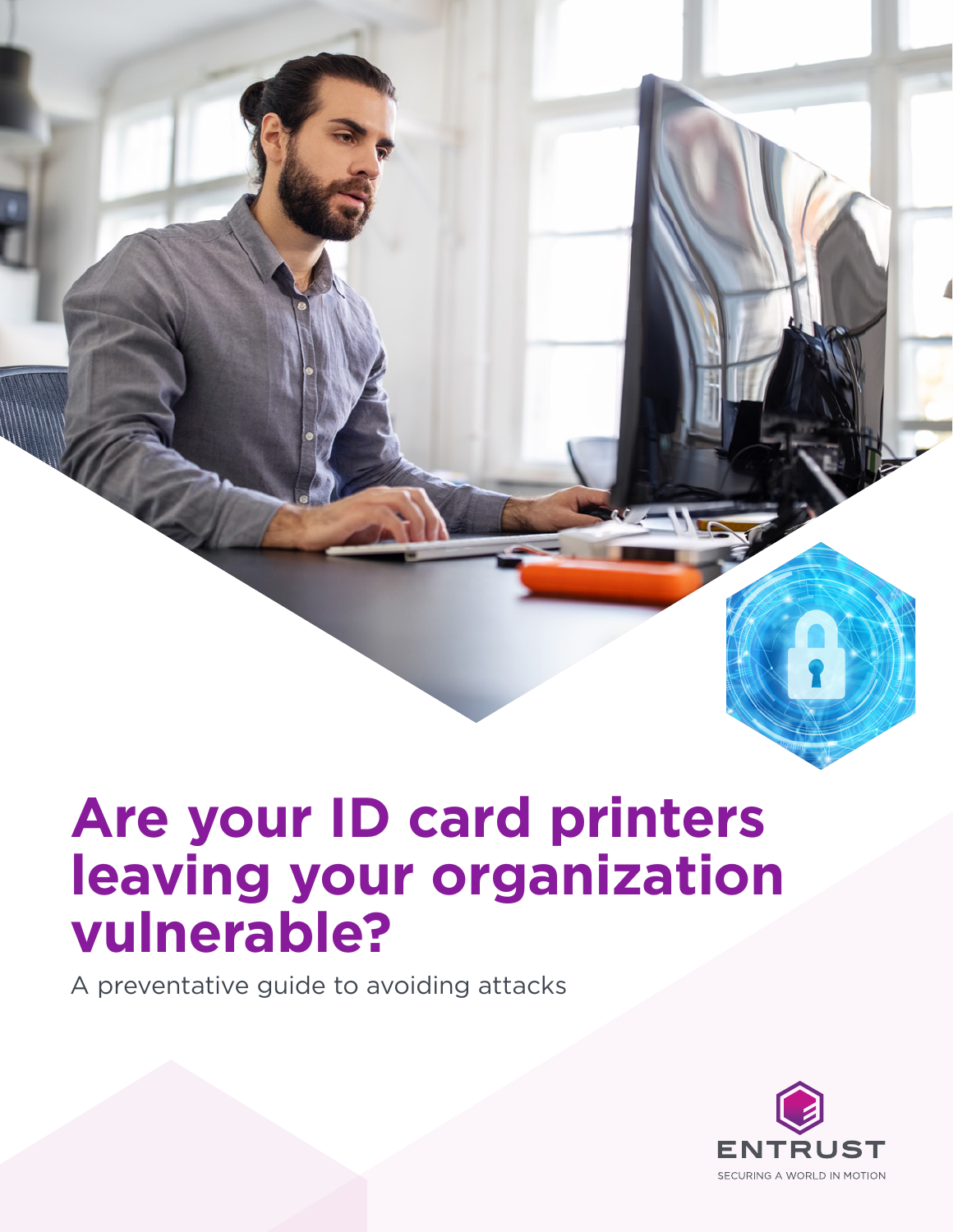# Are your ID card printers leaving your organization vulnerable?

A preventative guide to avoiding attacks

ENTRUST

SECURING A WORLD IN MOTION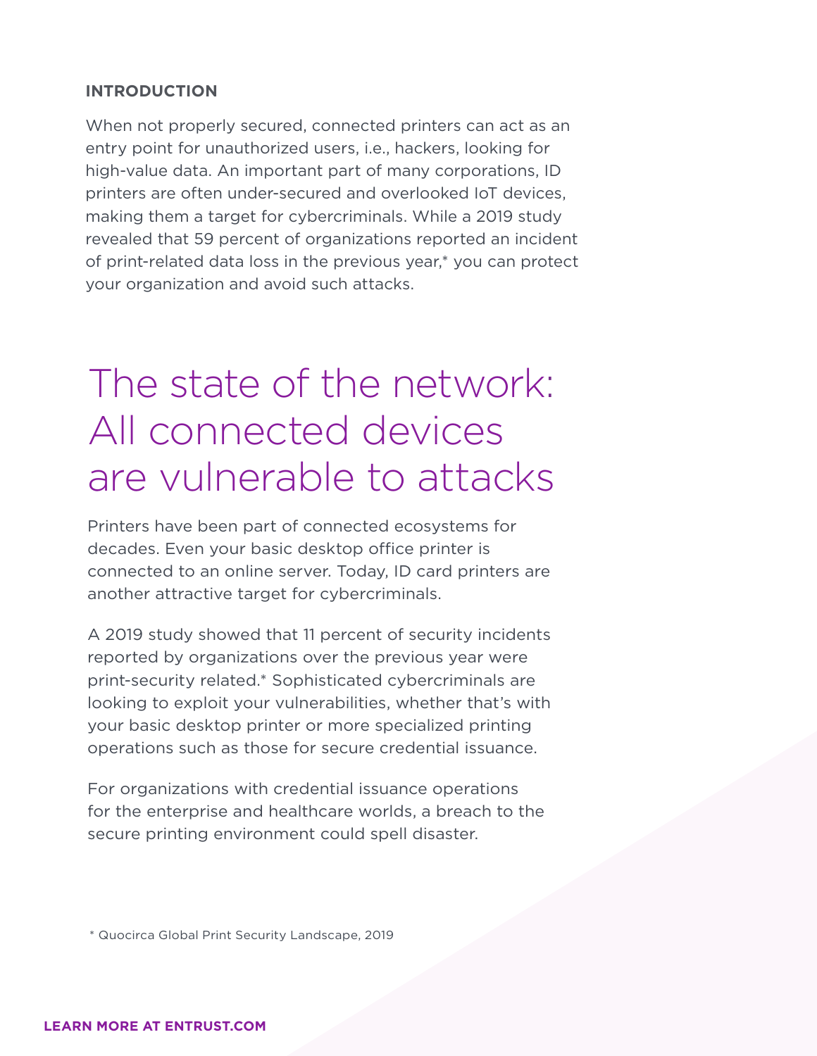**INTRODUCTION**

When not properly secured, connected printers can act as an entry point for unauthorized users, i.e., hackers, looking for high-value data. An important part of many corporations, ID printers are often under-secured and overlooked IoT devices, making them a target for cybercriminals. While a 2019 study revealed that 59 percent of organizations reported an incident of print-related data loss in the previous year,* you can protect your organization and avoid such attacks.

# The state of the network: All connected devices are vulnerable to attacks

Printers have been part of connected ecosystems for decades. Even your basic desktop office printer is connected to an online server. Today, ID card printers are another attractive target for cybercriminals.

A 2019 study showed that 11 percent of security incidents reported by organizations over the previous year were print-security related.* Sophisticated cybercriminals are looking to exploit your vulnerabilities, whether that's with your basic desktop printer or more specialized printing operations such as those for secure credential issuance.

For organizations with credential issuance operations for the enterprise and healthcare worlds, a breach to the secure printing environment could spell disaster.

* Quocirca Global Print Security Landscape, 2019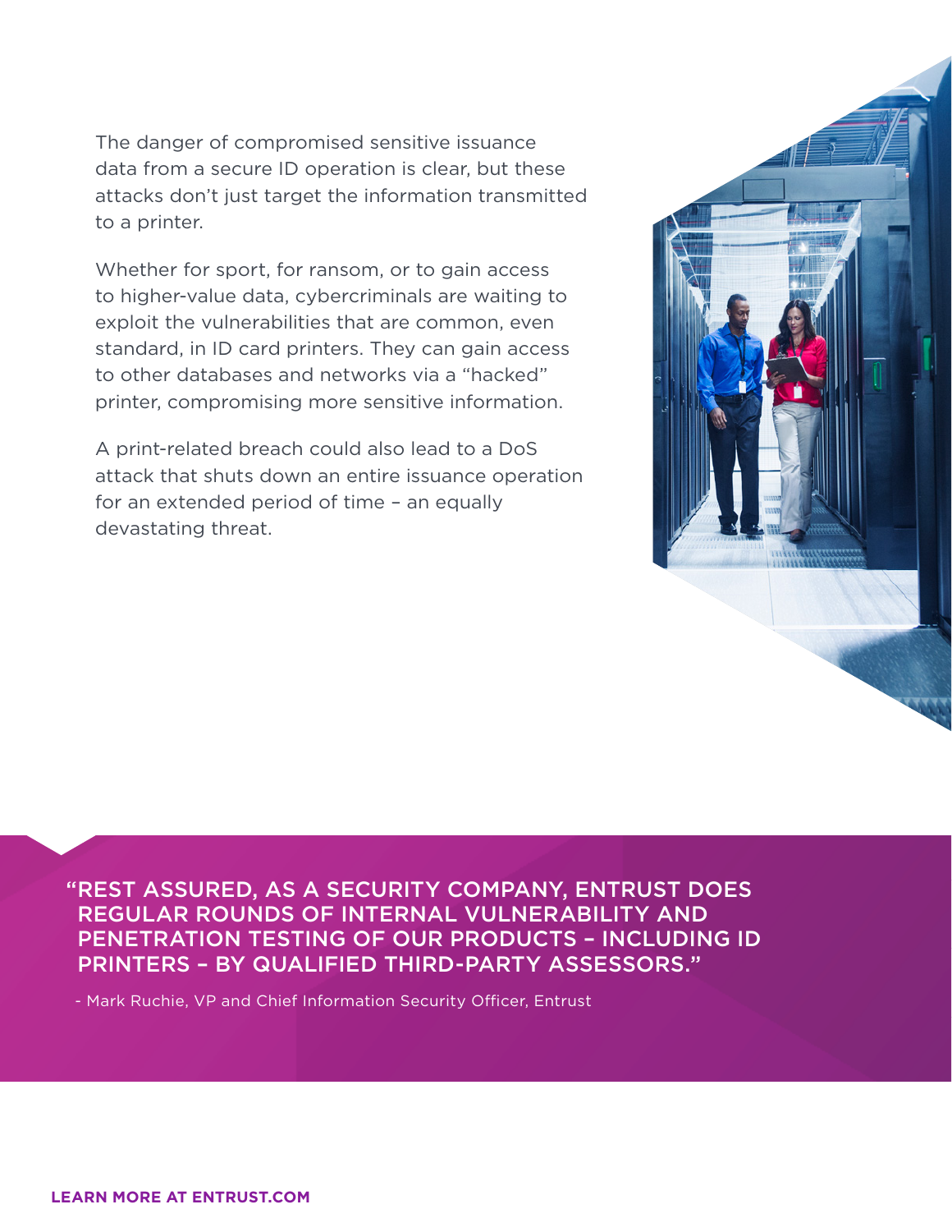The danger of compromised sensitive issuance data from a secure ID operation is clear, but these attacks don't just target the information transmitted to a printer.

Whether for sport, for ransom, or to gain access to higher-value data, cybercriminals are waiting to exploit the vulnerabilities that are common, even standard, in ID card printers. They can gain access to other databases and networks via a "hacked" printer, compromising more sensitive information.

A print-related breach could also lead to a DoS attack that shuts down an entire issuance operation for an extended period of time – an equally devastating threat.

**"REST ASSURED, AS A SECURITY COMPANY, ENTRUST DOES REGULAR ROUNDS OF INTERNAL VULNERABILITY AND PENETRATION TESTING OF OUR PRODUCTS – INCLUDING ID PRINTERS – BY QUALIFIED THIRD-PARTY ASSESSORS."**

- Mark Ruchie, VP and Chief Information Security Officer, Entrust

**LEARN MORE AT ENTRUST.COM**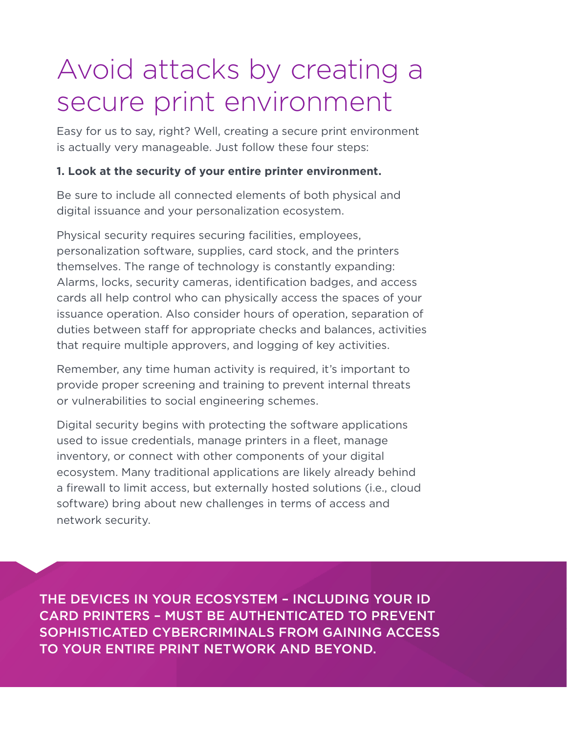# Avoid attacks by creating a secure print environment

Easy for us to say, right? Well, creating a secure print environment is actually very manageable. Just follow these four steps:

**1. Look at the security of your entire printer environment.**

Be sure to include all connected elements of both physical and digital issuance and your personalization ecosystem.

Physical security requires securing facilities, employees, personalization software, supplies, card stock, and the printers themselves. The range of technology is constantly expanding: Alarms, locks, security cameras, identification badges, and access cards all help control who can physically access the spaces of your issuance operation. Also consider hours of operation, separation of duties between staff for appropriate checks and balances, activities that require multiple approvers, and logging of key activities.

Remember, any time human activity is required, it's important to provide proper screening and training to prevent internal threats or vulnerabilities to social engineering schemes.

Digital security begins with protecting the software applications used to issue credentials, manage printers in a fleet, manage inventory, or connect with other components of your digital ecosystem. Many traditional applications are likely already behind a firewall to limit access, but externally hosted solutions (i.e., cloud software) bring about new challenges in terms of access and network security.

THE DEVICES IN YOUR ECOSYSTEM – INCLUDING YOUR ID CARD PRINTERS – MUST BE AUTHENTICATED TO PREVENT SOPHISTICATED CYBERCRIMINALS FROM GAINING ACCESS TO YOUR ENTIRE PRINT NETWORK AND BEYOND.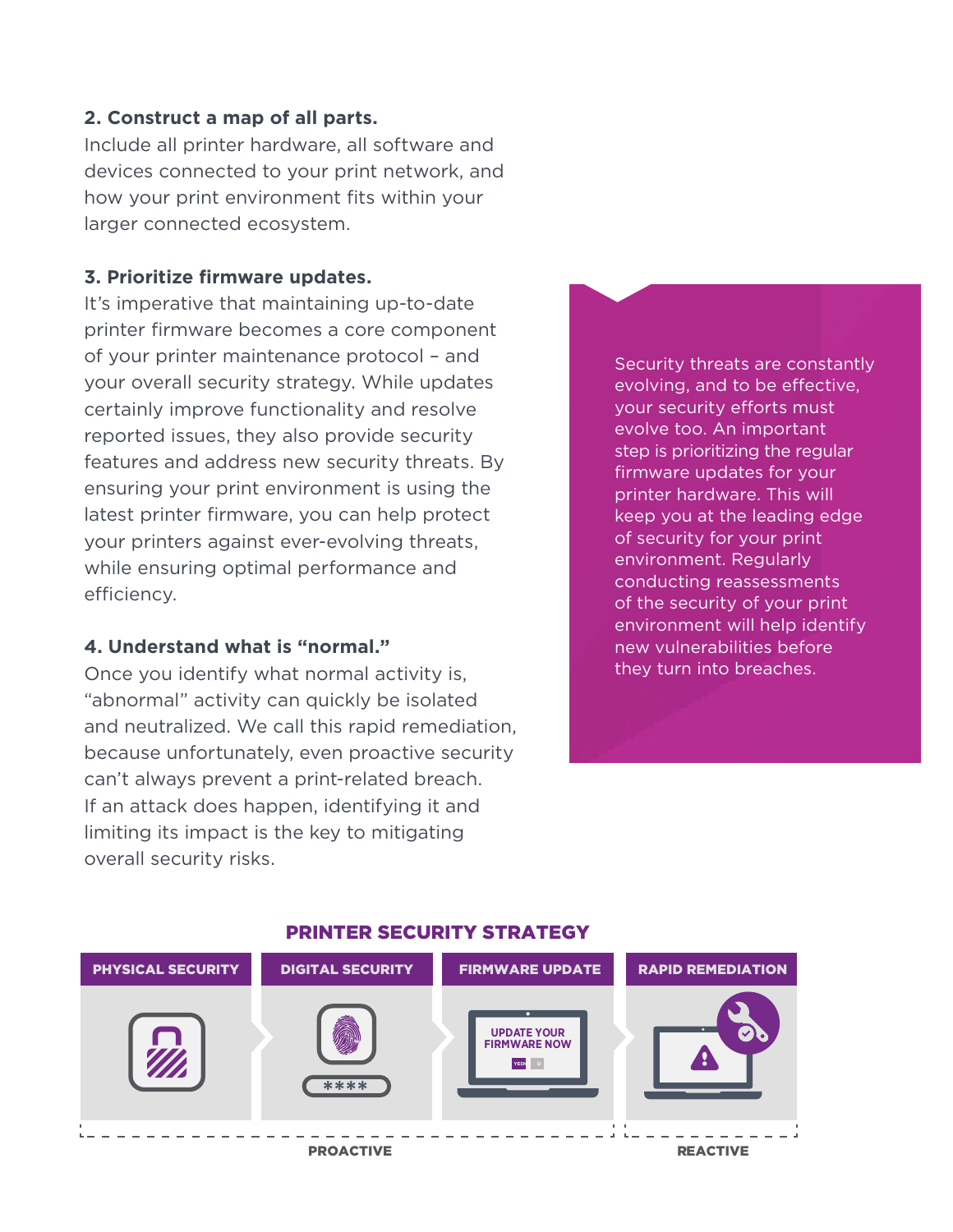**2. Construct a map of all parts.**
Include all printer hardware, all software and devices connected to your print network, and how your print environment fits within your larger connected ecosystem.

**3. Prioritize firmware updates.**
It's imperative that maintaining up-to-date printer firmware becomes a core component of your printer maintenance protocol – and your overall security strategy. While updates certainly improve functionality and resolve reported issues, they also provide security features and address new security threats. By ensuring your print environment is using the latest printer firmware, you can help protect your printers against ever-evolving threats, while ensuring optimal performance and efficiency.

**4. Understand what is "normal."**
Once you identify what normal activity is, "abnormal" activity can quickly be isolated and neutralized. We call this rapid remediation, because unfortunately, even proactive security can't always prevent a print-related breach. If an attack does happen, identifying it and limiting its impact is the key to mitigating overall security risks.

> Security threats are constantly evolving, and to be effective, your security efforts must evolve too. An important step is prioritizing the regular firmware updates for your printer hardware. This will keep you at the leading edge of security for your print environment. Regularly conducting reassessments of the security of your print environment will help identify new vulnerabilities before they turn into breaches.

**PRINTER SECURITY STRATEGY**

| PHYSICAL SECURITY | DIGITAL SECURITY | FIRMWARE UPDATE | RAPID REMEDIATION |
|---|---|---|---|
| PROACTIVE | | | REACTIVE |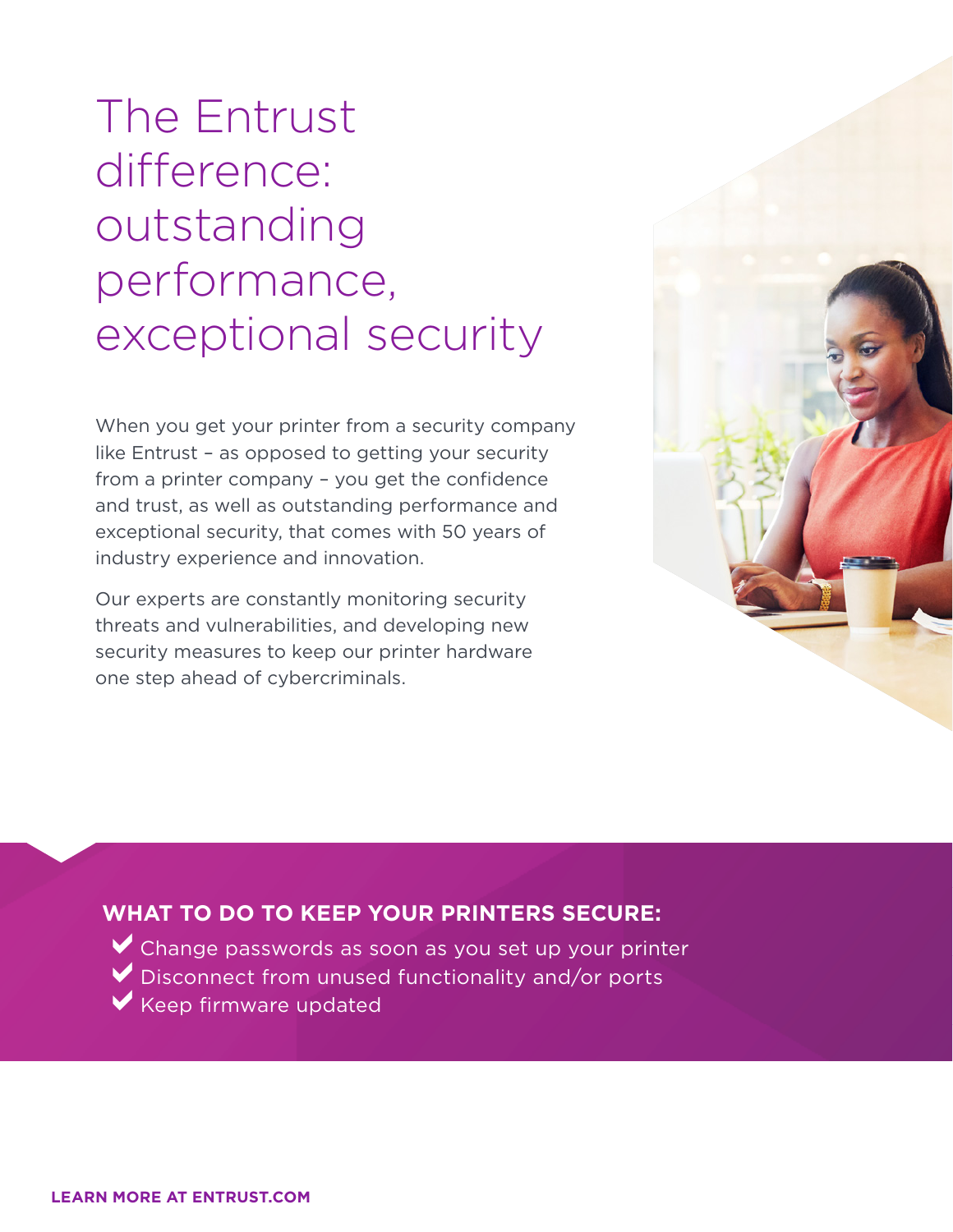# The Entrust difference: outstanding performance, exceptional security

When you get your printer from a security company like Entrust – as opposed to getting your security from a printer company – you get the confidence and trust, as well as outstanding performance and exceptional security, that comes with 50 years of industry experience and innovation.

Our experts are constantly monitoring security threats and vulnerabilities, and developing new security measures to keep our printer hardware one step ahead of cybercriminals.

## WHAT TO DO TO KEEP YOUR PRINTERS SECURE:

- ✔ Change passwords as soon as you set up your printer
- ✔ Disconnect from unused functionality and/or ports
- ✔ Keep firmware updated

**LEARN MORE AT ENTRUST.COM**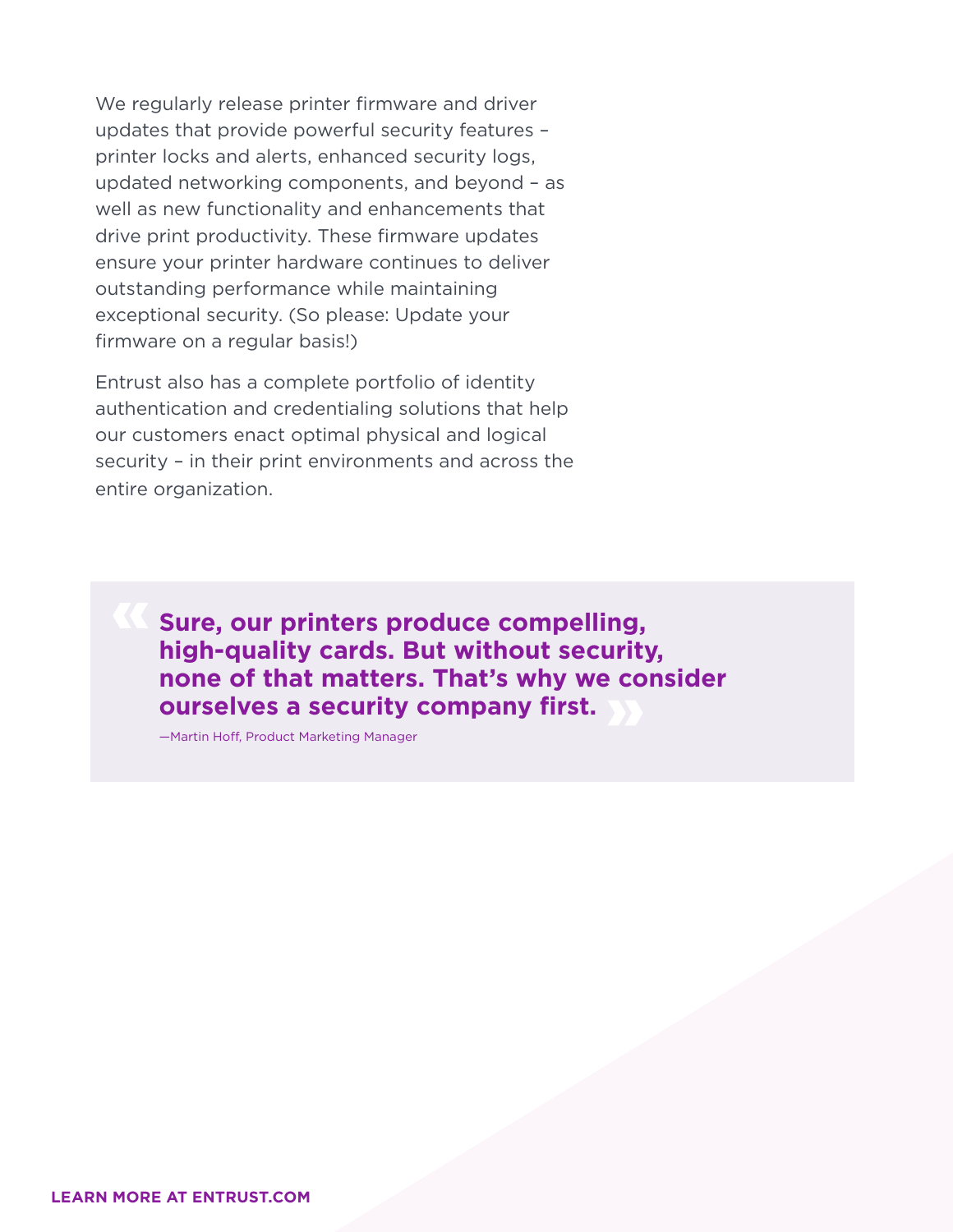We regularly release printer firmware and driver updates that provide powerful security features – printer locks and alerts, enhanced security logs, updated networking components, and beyond – as well as new functionality and enhancements that drive print productivity. These firmware updates ensure your printer hardware continues to deliver outstanding performance while maintaining exceptional security. (So please: Update your firmware on a regular basis!)

Entrust also has a complete portfolio of identity authentication and credentialing solutions that help our customers enact optimal physical and logical security – in their print environments and across the entire organization.

> **Sure, our printers produce compelling, high-quality cards. But without security, none of that matters. That's why we consider ourselves a security company first.**
>
> —Martin Hoff, Product Marketing Manager

**LEARN MORE AT ENTRUST.COM**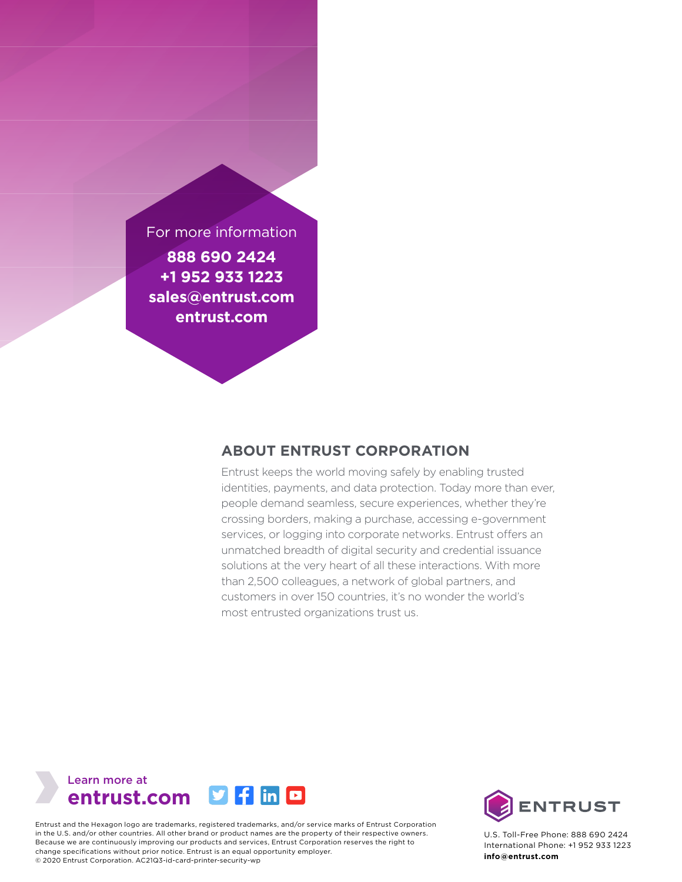For more information

**888 690 2424**
**+1 952 933 1223**
**sales@entrust.com**
**entrust.com**

## ABOUT ENTRUST CORPORATION

Entrust keeps the world moving safely by enabling trusted identities, payments, and data protection. Today more than ever, people demand seamless, secure experiences, whether they're crossing borders, making a purchase, accessing e-government services, or logging into corporate networks. Entrust offers an unmatched breadth of digital security and credential issuance solutions at the very heart of all these interactions. With more than 2,500 colleagues, a network of global partners, and customers in over 150 countries, it's no wonder the world's most entrusted organizations trust us.

Learn more at
**entrust.com**

Entrust and the Hexagon logo are trademarks, registered trademarks, and/or service marks of Entrust Corporation in the U.S. and/or other countries. All other brand or product names are the property of their respective owners. Because we are continuously improving our products and services, Entrust Corporation reserves the right to change specifications without prior notice. Entrust is an equal opportunity employer.
© 2020 Entrust Corporation. AC21Q3-id-card-printer-security-wp

ENTRUST

U.S. Toll-Free Phone: 888 690 2424
International Phone: +1 952 933 1223
**info@entrust.com**